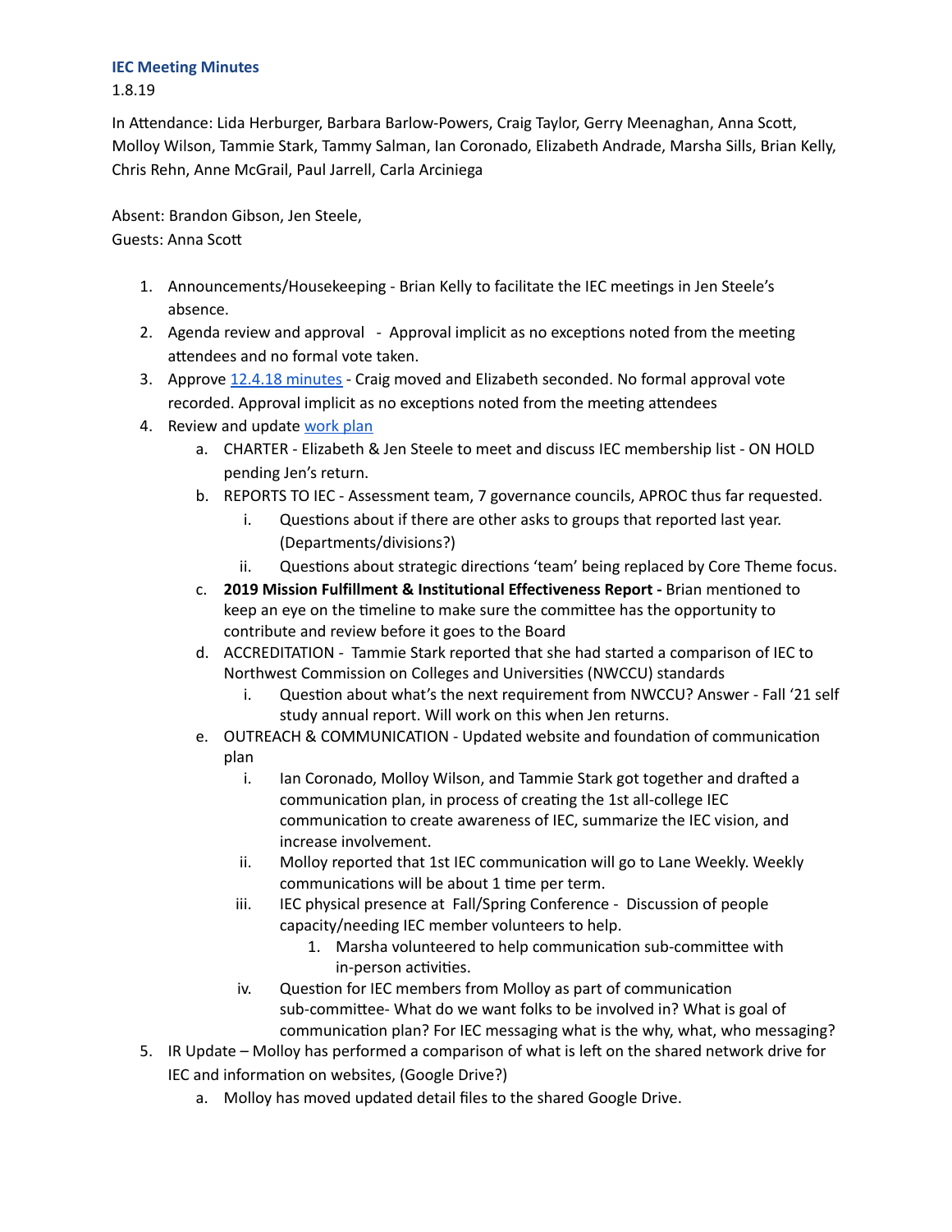## IEC Meeting Minutes

1.8.19

In Attendance: Lida Herburger, Barbara Barlow-Powers, Craig Taylor, Gerry Meenaghan, Anna Scott, Molloy Wilson, Tammie Stark, Tammy Salman, Ian Coronado, Elizabeth Andrade, Marsha Sills, Brian Kelly, Chris Rehn, Anne McGrail, Paul Jarrell, Carla Arciniega

Absent: Brandon Gibson, Jen Steele,
Guests: Anna Scott

1. Announcements/Housekeeping - Brian Kelly to facilitate the IEC meetings in Jen Steele's absence.
2. Agenda review and approval - Approval implicit as no exceptions noted from the meeting attendees and no formal vote taken.
3. Approve 12.4.18 minutes - Craig moved and Elizabeth seconded. No formal approval vote recorded. Approval implicit as no exceptions noted from the meeting attendees
4. Review and update work plan
   a. CHARTER - Elizabeth & Jen Steele to meet and discuss IEC membership list - ON HOLD pending Jen's return.
   b. REPORTS TO IEC - Assessment team, 7 governance councils, APROC thus far requested.
      i. Questions about if there are other asks to groups that reported last year. (Departments/divisions?)
      ii. Questions about strategic directions 'team' being replaced by Core Theme focus.
   c. **2019 Mission Fulfillment & Institutional Effectiveness Report -** Brian mentioned to keep an eye on the timeline to make sure the committee has the opportunity to contribute and review before it goes to the Board
   d. ACCREDITATION - Tammie Stark reported that she had started a comparison of IEC to Northwest Commission on Colleges and Universities (NWCCU) standards
      i. Question about what's the next requirement from NWCCU? Answer - Fall '21 self study annual report. Will work on this when Jen returns.
   e. OUTREACH & COMMUNICATION - Updated website and foundation of communication plan
      i. Ian Coronado, Molloy Wilson, and Tammie Stark got together and drafted a communication plan, in process of creating the 1st all-college IEC communication to create awareness of IEC, summarize the IEC vision, and increase involvement.
      ii. Molloy reported that 1st IEC communication will go to Lane Weekly. Weekly communications will be about 1 time per term.
      iii. IEC physical presence at Fall/Spring Conference - Discussion of people capacity/needing IEC member volunteers to help.
         1. Marsha volunteered to help communication sub-committee with in-person activities.
      iv. Question for IEC members from Molloy as part of communication sub-committee- What do we want folks to be involved in? What is goal of communication plan? For IEC messaging what is the why, what, who messaging?
5. IR Update – Molloy has performed a comparison of what is left on the shared network drive for IEC and information on websites, (Google Drive?)
   a. Molloy has moved updated detail files to the shared Google Drive.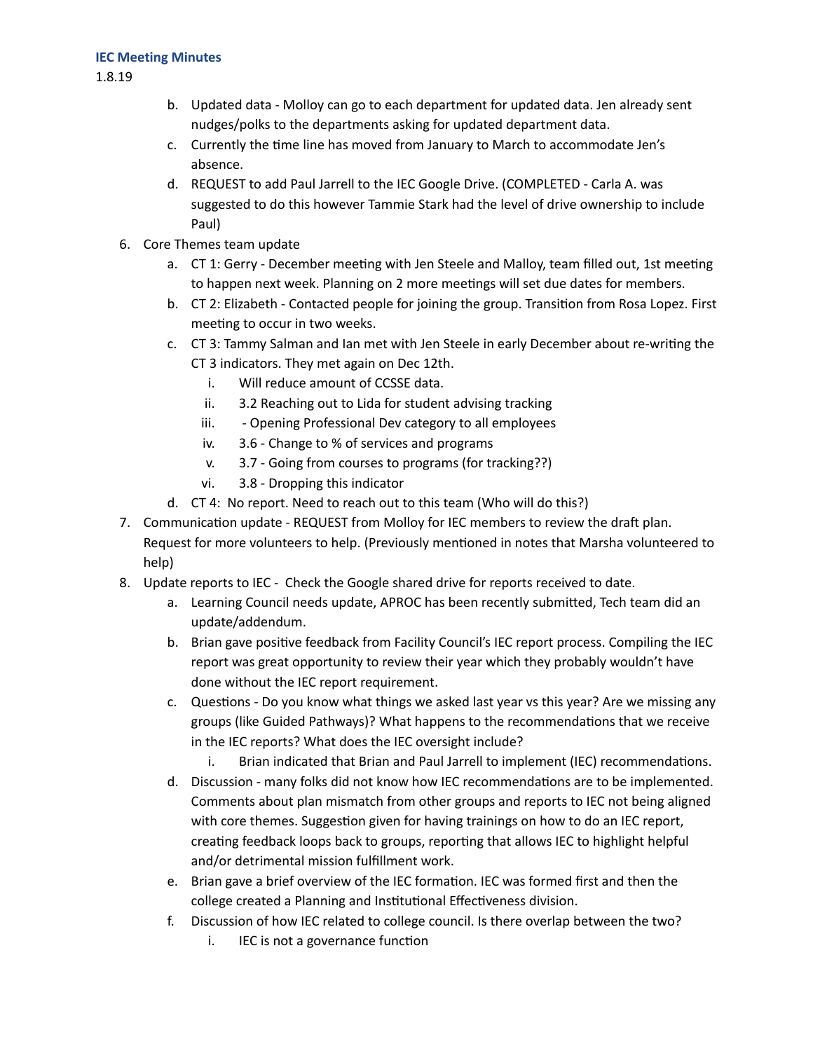**IEC Meeting Minutes**

1.8.19

   b. Updated data - Molloy can go to each department for updated data. Jen already sent nudges/polks to the departments asking for updated department data.
   c. Currently the time line has moved from January to March to accommodate Jen's absence.
   d. REQUEST to add Paul Jarrell to the IEC Google Drive. (COMPLETED - Carla A. was suggested to do this however Tammie Stark had the level of drive ownership to include Paul)

6. Core Themes team update
   a. CT 1: Gerry - December meeting with Jen Steele and Malloy, team filled out, 1st meeting to happen next week. Planning on 2 more meetings will set due dates for members.
   b. CT 2: Elizabeth - Contacted people for joining the group. Transition from Rosa Lopez. First meeting to occur in two weeks.
   c. CT 3: Tammy Salman and Ian met with Jen Steele in early December about re-writing the CT 3 indicators. They met again on Dec 12th.
      i. Will reduce amount of CCSSE data.
      ii. 3.2 Reaching out to Lida for student advising tracking
      iii. - Opening Professional Dev category to all employees
      iv. 3.6 - Change to % of services and programs
      v. 3.7 - Going from courses to programs (for tracking??)
      vi. 3.8 - Dropping this indicator
   d. CT 4: No report. Need to reach out to this team (Who will do this?)

7. Communication update - REQUEST from Molloy for IEC members to review the draft plan. Request for more volunteers to help. (Previously mentioned in notes that Marsha volunteered to help)

8. Update reports to IEC - Check the Google shared drive for reports received to date.
   a. Learning Council needs update, APROC has been recently submitted, Tech team did an update/addendum.
   b. Brian gave positive feedback from Facility Council's IEC report process. Compiling the IEC report was great opportunity to review their year which they probably wouldn't have done without the IEC report requirement.
   c. Questions - Do you know what things we asked last year vs this year? Are we missing any groups (like Guided Pathways)? What happens to the recommendations that we receive in the IEC reports? What does the IEC oversight include?
      i. Brian indicated that Brian and Paul Jarrell to implement (IEC) recommendations.
   d. Discussion - many folks did not know how IEC recommendations are to be implemented. Comments about plan mismatch from other groups and reports to IEC not being aligned with core themes. Suggestion given for having trainings on how to do an IEC report, creating feedback loops back to groups, reporting that allows IEC to highlight helpful and/or detrimental mission fulfillment work.
   e. Brian gave a brief overview of the IEC formation. IEC was formed first and then the college created a Planning and Institutional Effectiveness division.
   f. Discussion of how IEC related to college council. Is there overlap between the two?
      i. IEC is not a governance function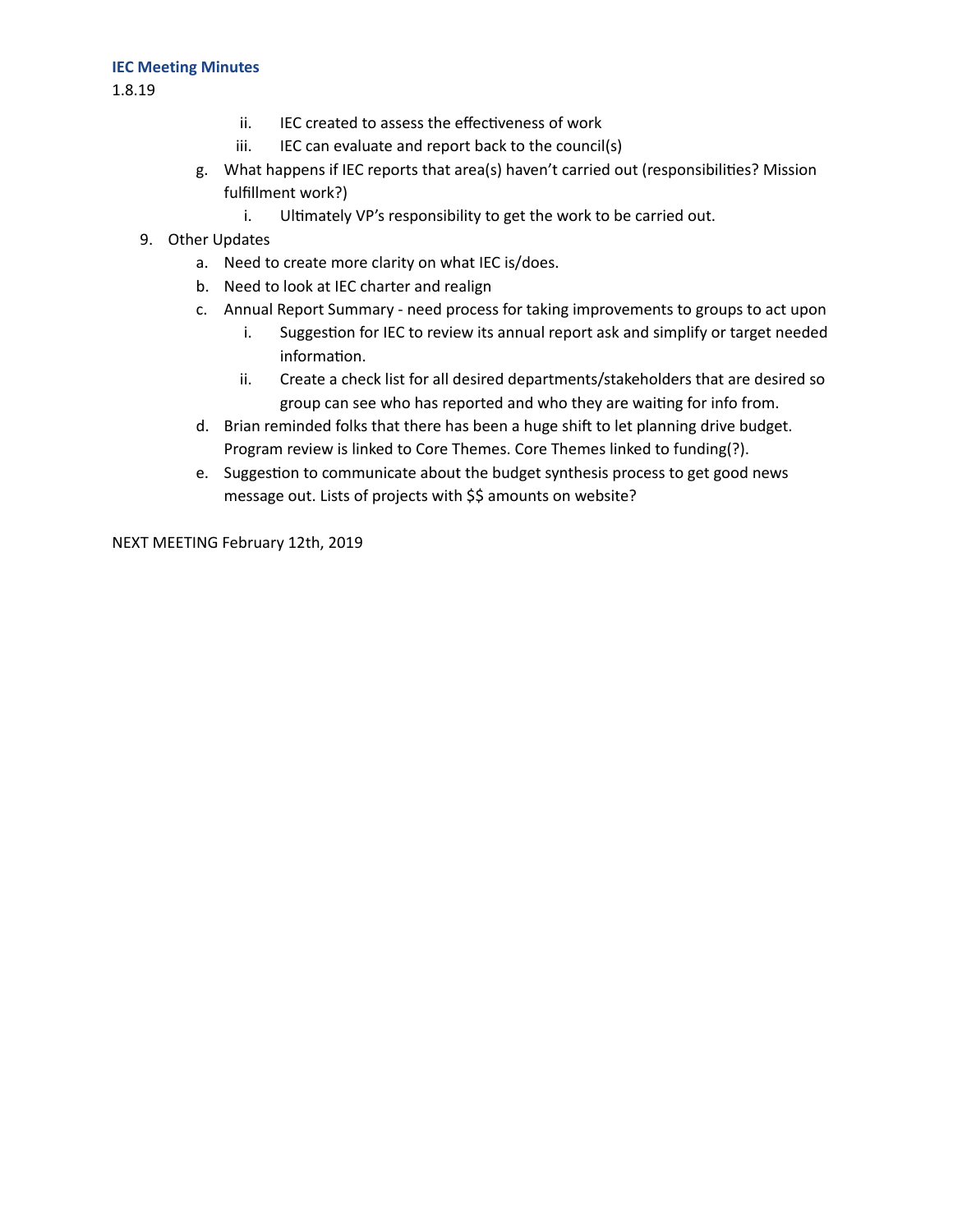**IEC Meeting Minutes**

1.8.19

        ii. IEC created to assess the effectiveness of work
        iii. IEC can evaluate and report back to the council(s)
    g. What happens if IEC reports that area(s) haven't carried out (responsibilities? Mission fulfillment work?)
        i. Ultimately VP's responsibility to get the work to be carried out.

9. Other Updates
    a. Need to create more clarity on what IEC is/does.
    b. Need to look at IEC charter and realign
    c. Annual Report Summary - need process for taking improvements to groups to act upon
        i. Suggestion for IEC to review its annual report ask and simplify or target needed information.
        ii. Create a check list for all desired departments/stakeholders that are desired so group can see who has reported and who they are waiting for info from.
    d. Brian reminded folks that there has been a huge shift to let planning drive budget. Program review is linked to Core Themes. Core Themes linked to funding(?).
    e. Suggestion to communicate about the budget synthesis process to get good news message out. Lists of projects with $$ amounts on website?

NEXT MEETING February 12th, 2019